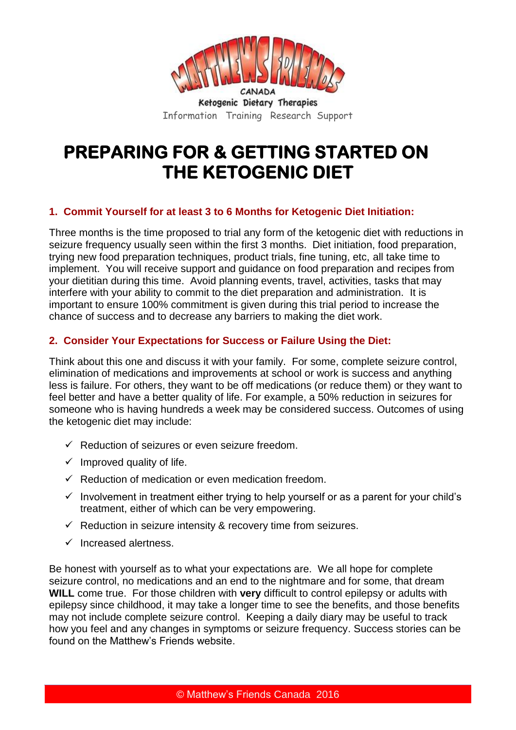MATTHEWS FRIENDS CANADA

Ketogenic Dietary Therapies

Information Training Research Support

# PREPARING FOR & GETTING STARTED ON THE KETOGENIC DIET

## 1. Commit Yourself for at least 3 to 6 Months for Ketogenic Diet Initiation:

Three months is the time proposed to trial any form of the ketogenic diet with reductions in seizure frequency usually seen within the first 3 months. Diet initiation, food preparation, trying new food preparation techniques, product trials, fine tuning, etc, all take time to implement. You will receive support and guidance on food preparation and recipes from your dietitian during this time. Avoid planning events, travel, activities, tasks that may interfere with your ability to commit to the diet preparation and administration. It is important to ensure 100% commitment is given during this trial period to increase the chance of success and to decrease any barriers to making the diet work.

## 2. Consider Your Expectations for Success or Failure Using the Diet:

Think about this one and discuss it with your family. For some, complete seizure control, elimination of medications and improvements at school or work is success and anything less is failure. For others, they want to be off medications (or reduce them) or they want to feel better and have a better quality of life. For example, a 50% reduction in seizures for someone who is having hundreds a week may be considered success. Outcomes of using the ketogenic diet may include:

- ✓ Reduction of seizures or even seizure freedom.
- ✓ Improved quality of life.
- ✓ Reduction of medication or even medication freedom.
- ✓ Involvement in treatment either trying to help yourself or as a parent for your child's treatment, either of which can be very empowering.
- ✓ Reduction in seizure intensity & recovery time from seizures.
- ✓ Increased alertness.

Be honest with yourself as to what your expectations are. We all hope for complete seizure control, no medications and an end to the nightmare and for some, that dream **WILL** come true. For those children with **very** difficult to control epilepsy or adults with epilepsy since childhood, it may take a longer time to see the benefits, and those benefits may not include complete seizure control. Keeping a daily diary may be useful to track how you feel and any changes in symptoms or seizure frequency. Success stories can be found on the Matthew's Friends website.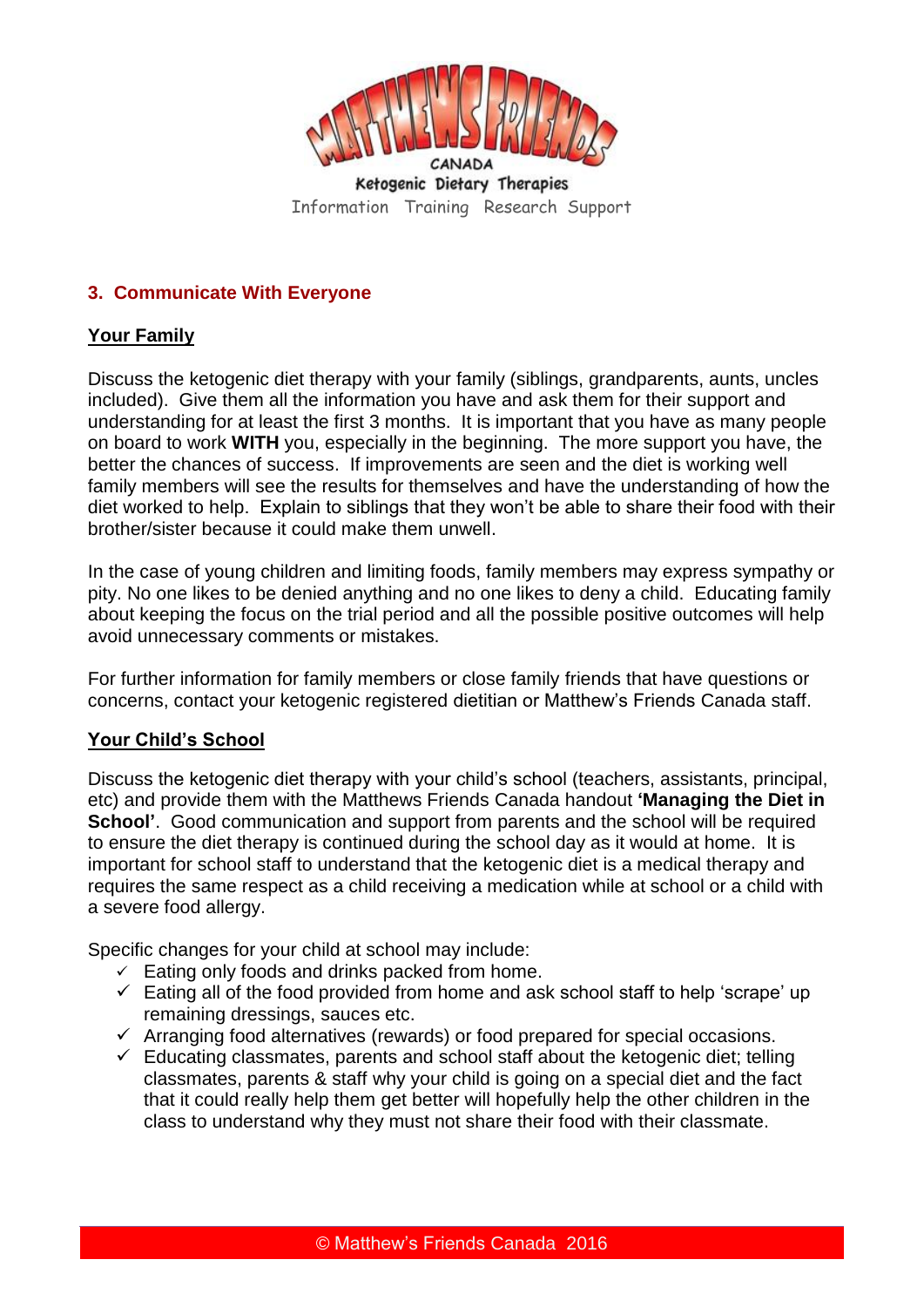## 3. Communicate With Everyone

**Your Family**

Discuss the ketogenic diet therapy with your family (siblings, grandparents, aunts, uncles included). Give them all the information you have and ask them for their support and understanding for at least the first 3 months. It is important that you have as many people on board to work **WITH** you, especially in the beginning. The more support you have, the better the chances of success. If improvements are seen and the diet is working well family members will see the results for themselves and have the understanding of how the diet worked to help. Explain to siblings that they won't be able to share their food with their brother/sister because it could make them unwell.

In the case of young children and limiting foods, family members may express sympathy or pity. No one likes to be denied anything and no one likes to deny a child. Educating family about keeping the focus on the trial period and all the possible positive outcomes will help avoid unnecessary comments or mistakes.

For further information for family members or close family friends that have questions or concerns, contact your ketogenic registered dietitian or Matthew's Friends Canada staff.

**Your Child's School**

Discuss the ketogenic diet therapy with your child's school (teachers, assistants, principal, etc) and provide them with the Matthews Friends Canada handout **'Managing the Diet in School'**. Good communication and support from parents and the school will be required to ensure the diet therapy is continued during the school day as it would at home. It is important for school staff to understand that the ketogenic diet is a medical therapy and requires the same respect as a child receiving a medication while at school or a child with a severe food allergy.

Specific changes for your child at school may include:

- ✓ Eating only foods and drinks packed from home.
- ✓ Eating all of the food provided from home and ask school staff to help 'scrape' up remaining dressings, sauces etc.
- ✓ Arranging food alternatives (rewards) or food prepared for special occasions.
- ✓ Educating classmates, parents and school staff about the ketogenic diet; telling classmates, parents & staff why your child is going on a special diet and the fact that it could really help them get better will hopefully help the other children in the class to understand why they must not share their food with their classmate.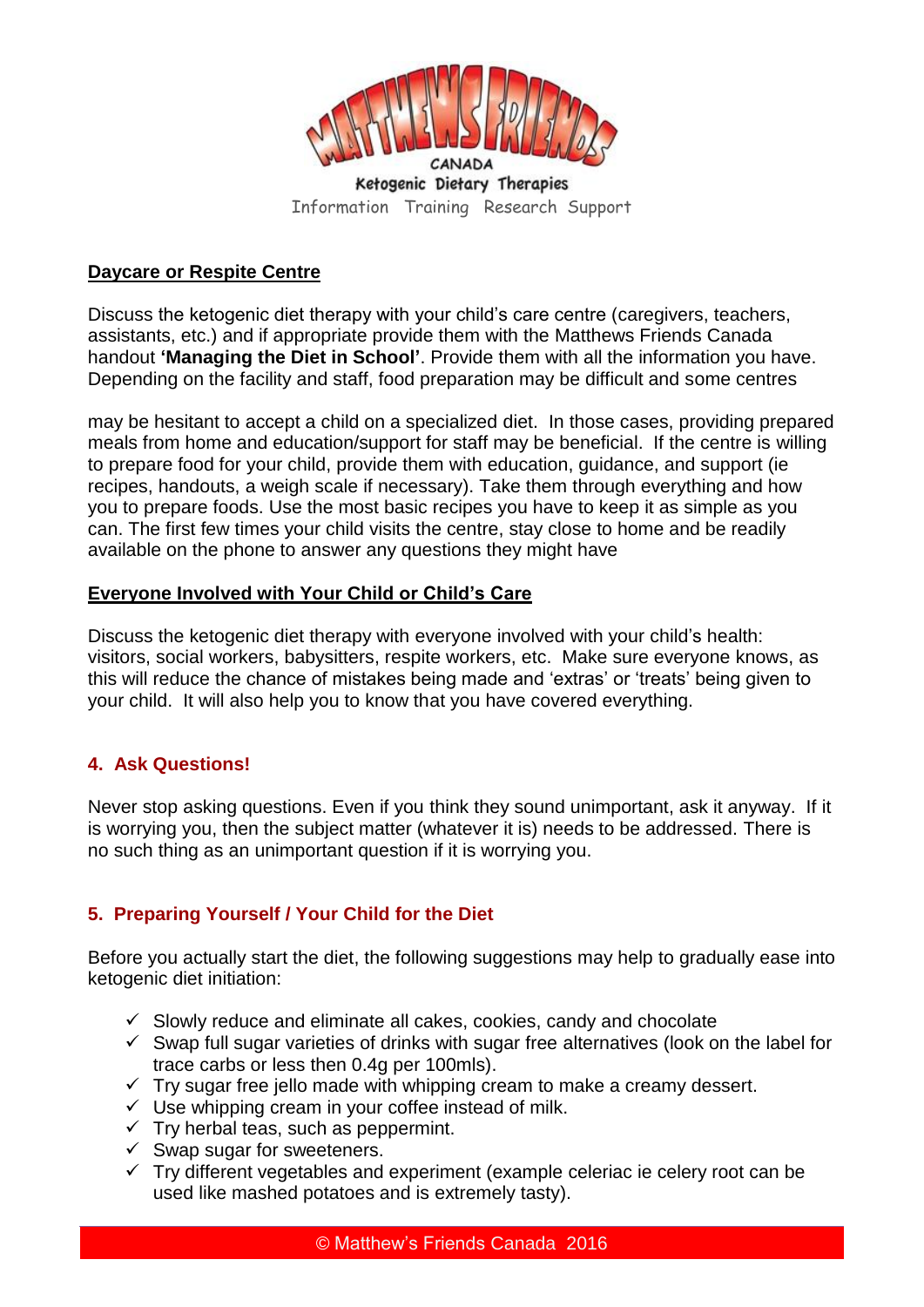## Daycare or Respite Centre

Discuss the ketogenic diet therapy with your child's care centre (caregivers, teachers, assistants, etc.) and if appropriate provide them with the Matthews Friends Canada handout **'Managing the Diet in School'**. Provide them with all the information you have. Depending on the facility and staff, food preparation may be difficult and some centres

may be hesitant to accept a child on a specialized diet. In those cases, providing prepared meals from home and education/support for staff may be beneficial. If the centre is willing to prepare food for your child, provide them with education, guidance, and support (ie recipes, handouts, a weigh scale if necessary). Take them through everything and how you to prepare foods. Use the most basic recipes you have to keep it as simple as you can. The first few times your child visits the centre, stay close to home and be readily available on the phone to answer any questions they might have

## Everyone Involved with Your Child or Child's Care

Discuss the ketogenic diet therapy with everyone involved with your child's health: visitors, social workers, babysitters, respite workers, etc. Make sure everyone knows, as this will reduce the chance of mistakes being made and 'extras' or 'treats' being given to your child. It will also help you to know that you have covered everything.

## 4. Ask Questions!

Never stop asking questions. Even if you think they sound unimportant, ask it anyway. If it is worrying you, then the subject matter (whatever it is) needs to be addressed. There is no such thing as an unimportant question if it is worrying you.

## 5. Preparing Yourself / Your Child for the Diet

Before you actually start the diet, the following suggestions may help to gradually ease into ketogenic diet initiation:

- ✓ Slowly reduce and eliminate all cakes, cookies, candy and chocolate
- ✓ Swap full sugar varieties of drinks with sugar free alternatives (look on the label for trace carbs or less then 0.4g per 100mls).
- ✓ Try sugar free jello made with whipping cream to make a creamy dessert.
- ✓ Use whipping cream in your coffee instead of milk.
- ✓ Try herbal teas, such as peppermint.
- ✓ Swap sugar for sweeteners.
- ✓ Try different vegetables and experiment (example celeriac ie celery root can be used like mashed potatoes and is extremely tasty).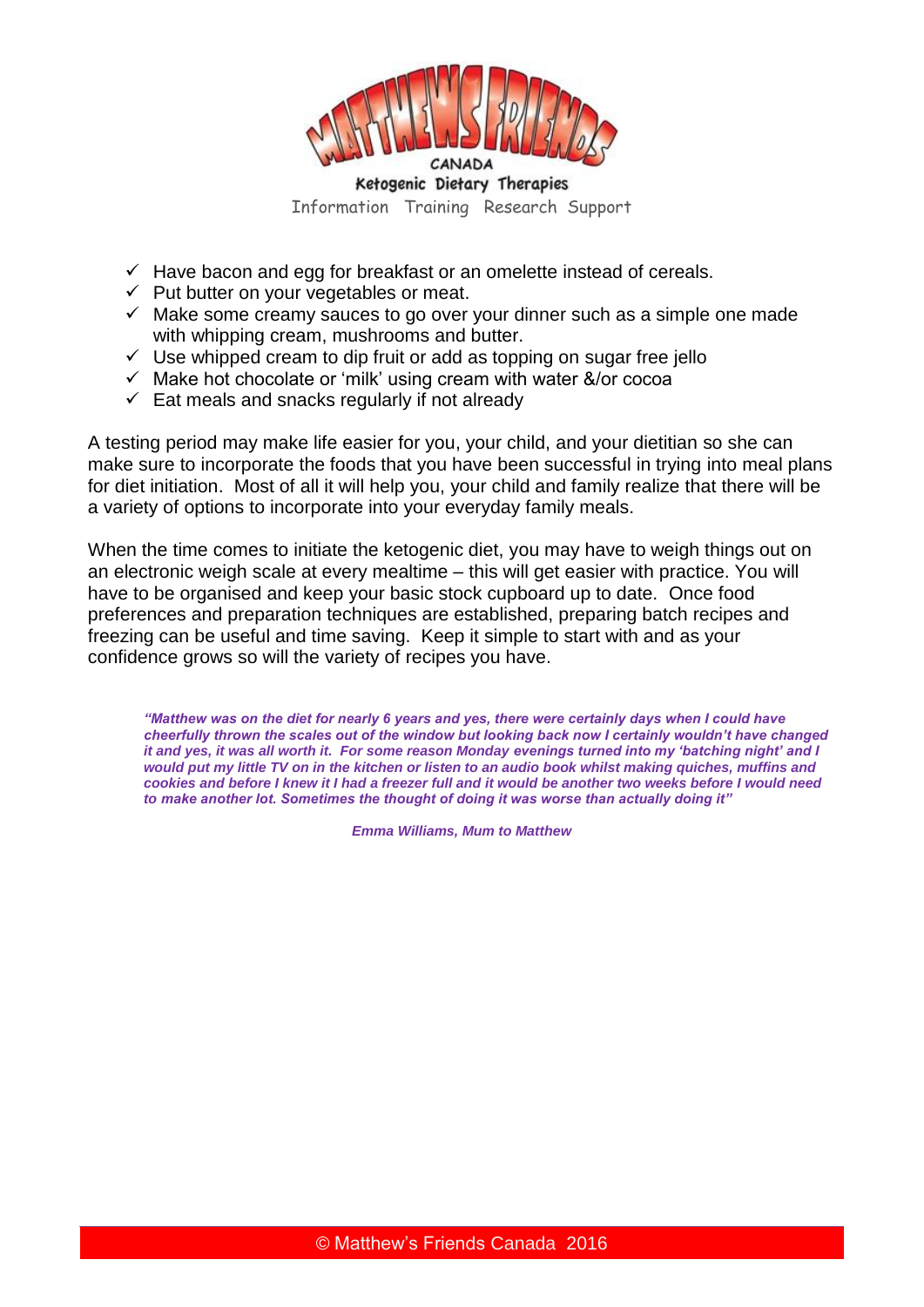- ✓ Have bacon and egg for breakfast or an omelette instead of cereals.
- ✓ Put butter on your vegetables or meat.
- ✓ Make some creamy sauces to go over your dinner such as a simple one made with whipping cream, mushrooms and butter.
- ✓ Use whipped cream to dip fruit or add as topping on sugar free jello
- ✓ Make hot chocolate or 'milk' using cream with water &/or cocoa
- ✓ Eat meals and snacks regularly if not already

A testing period may make life easier for you, your child, and your dietitian so she can make sure to incorporate the foods that you have been successful in trying into meal plans for diet initiation. Most of all it will help you, your child and family realize that there will be a variety of options to incorporate into your everyday family meals.

When the time comes to initiate the ketogenic diet, you may have to weigh things out on an electronic weigh scale at every mealtime – this will get easier with practice. You will have to be organised and keep your basic stock cupboard up to date. Once food preferences and preparation techniques are established, preparing batch recipes and freezing can be useful and time saving. Keep it simple to start with and as your confidence grows so will the variety of recipes you have.

> ***"Matthew was on the diet for nearly 6 years and yes, there were certainly days when I could have cheerfully thrown the scales out of the window but looking back now I certainly wouldn't have changed it and yes, it was all worth it. For some reason Monday evenings turned into my 'batching night' and I would put my little TV on in the kitchen or listen to an audio book whilst making quiches, muffins and cookies and before I knew it I had a freezer full and it would be another two weeks before I would need to make another lot. Sometimes the thought of doing it was worse than actually doing it"***
>
> ***Emma Williams, Mum to Matthew***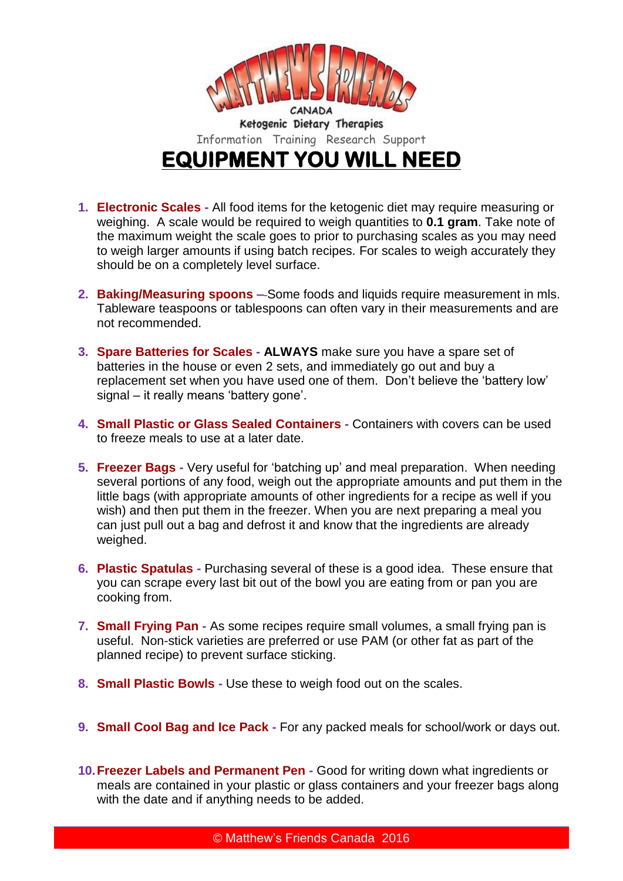MATTHEWS FRIENDS

CANADA

Ketogenic Dietary Therapies

Information Training Research Support

# EQUIPMENT YOU WILL NEED

1. **Electronic Scales -** All food items for the ketogenic diet may require measuring or weighing. A scale would be required to weigh quantities to **0.1 gram**. Take note of the maximum weight the scale goes to prior to purchasing scales as you may need to weigh larger amounts if using batch recipes. For scales to weigh accurately they should be on a completely level surface.

2. **Baking/Measuring spoons –** Some foods and liquids require measurement in mls. Tableware teaspoons or tablespoons can often vary in their measurements and are not recommended.

3. **Spare Batteries for Scales -** **ALWAYS** make sure you have a spare set of batteries in the house or even 2 sets, and immediately go out and buy a replacement set when you have used one of them. Don't believe the 'battery low' signal – it really means 'battery gone'.

4. **Small Plastic or Glass Sealed Containers -** Containers with covers can be used to freeze meals to use at a later date.

5. **Freezer Bags -** Very useful for 'batching up' and meal preparation. When needing several portions of any food, weigh out the appropriate amounts and put them in the little bags (with appropriate amounts of other ingredients for a recipe as well if you wish) and then put them in the freezer. When you are next preparing a meal you can just pull out a bag and defrost it and know that the ingredients are already weighed.

6. **Plastic Spatulas -** Purchasing several of these is a good idea. These ensure that you can scrape every last bit out of the bowl you are eating from or pan you are cooking from.

7. **Small Frying Pan -** As some recipes require small volumes, a small frying pan is useful. Non-stick varieties are preferred or use PAM (or other fat as part of the planned recipe) to prevent surface sticking.

8. **Small Plastic Bowls -** Use these to weigh food out on the scales.

9. **Small Cool Bag and Ice Pack -** For any packed meals for school/work or days out.

10. **Freezer Labels and Permanent Pen -** Good for writing down what ingredients or meals are contained in your plastic or glass containers and your freezer bags along with the date and if anything needs to be added.

© Matthew's Friends Canada 2016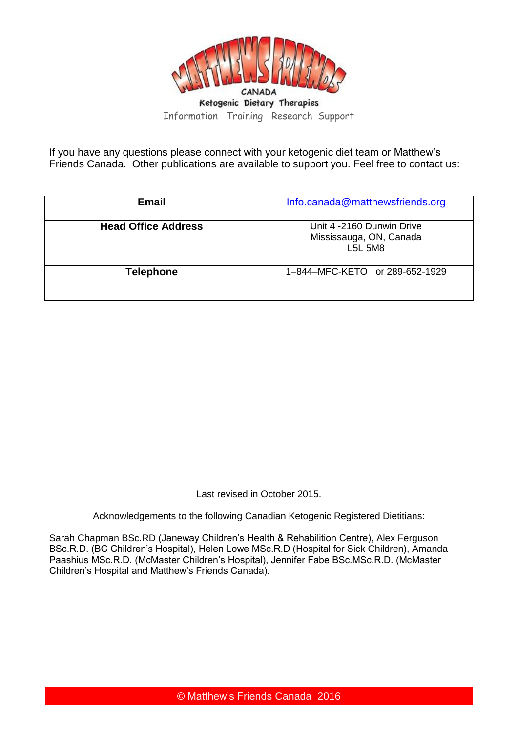MATTHEWS FRIENDS CANADA

Ketogenic Dietary Therapies

Information Training Research Support

If you have any questions please connect with your ketogenic diet team or Matthew's Friends Canada. Other publications are available to support you. Feel free to contact us:

| | |
|---|---|
| **Email** | Info.canada@matthewsfriends.org |
| **Head Office Address** | Unit 4 -2160 Dunwin Drive<br>Mississauga, ON, Canada<br>L5L 5M8 |
| **Telephone** | 1–844–MFC-KETO or 289-652-1929 |

Last revised in October 2015.

Acknowledgements to the following Canadian Ketogenic Registered Dietitians:

Sarah Chapman BSc.RD (Janeway Children's Health & Rehabilition Centre), Alex Ferguson BSc.R.D. (BC Children's Hospital), Helen Lowe MSc.R.D (Hospital for Sick Children), Amanda Paashius MSc.R.D. (McMaster Children's Hospital), Jennifer Fabe BSc.MSc.R.D. (McMaster Children's Hospital and Matthew's Friends Canada).

© Matthew's Friends Canada 2016